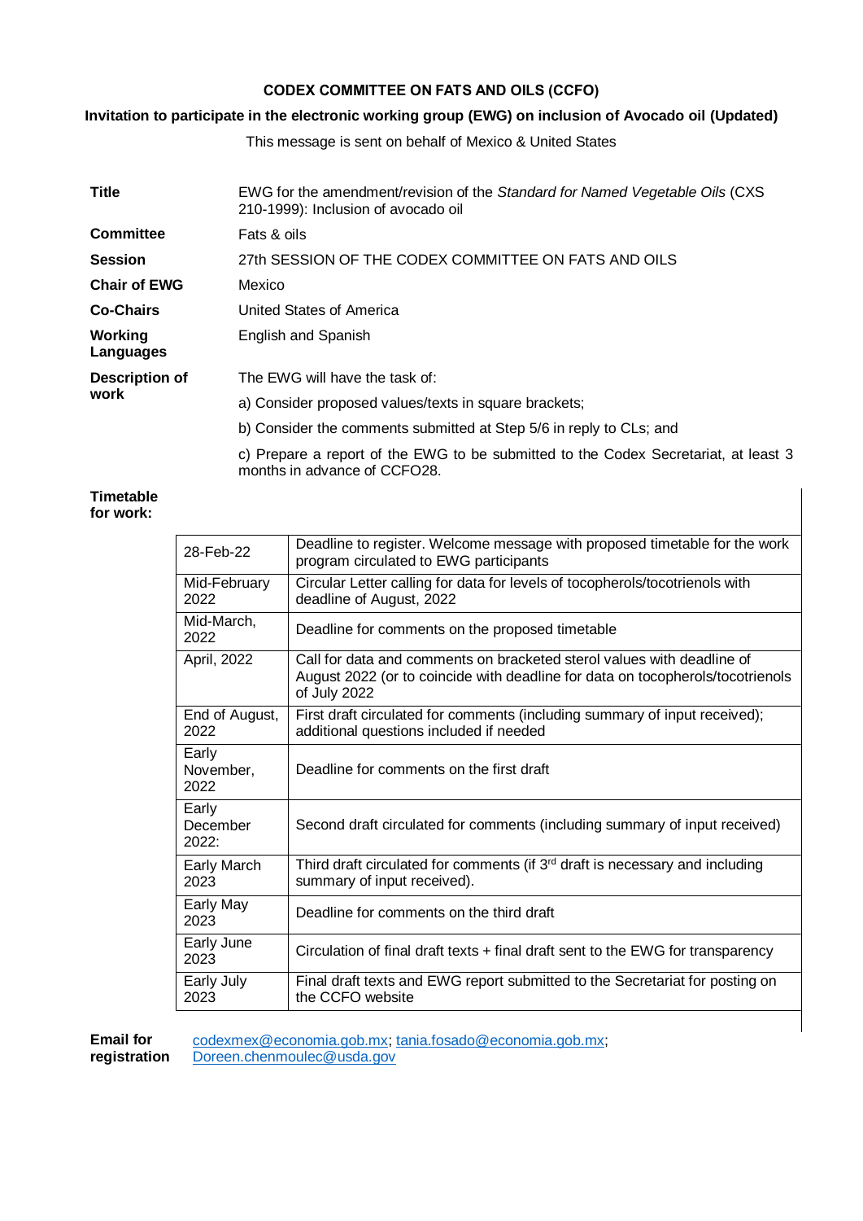# CODEX COMMITTEE ON FATS AND OILS (CCFO)

## Invitation to participate in the electronic working group (EWG) on inclusion of Avocado oil (Updated)

This message is sent on behalf of Mexico & United States

| | |
|---|---|
| **Title** | EWG for the amendment/revision of the *Standard for Named Vegetable Oils* (CXS 210-1999): Inclusion of avocado oil |
| **Committee** | Fats & oils |
| **Session** | 27th SESSION OF THE CODEX COMMITTEE ON FATS AND OILS |
| **Chair of EWG** | Mexico |
| **Co-Chairs** | United States of America |
| **Working Languages** | English and Spanish |
| **Description of work** | The EWG will have the task of:<br>a) Consider proposed values/texts in square brackets;<br>b) Consider the comments submitted at Step 5/6 in reply to CLs; and<br>c) Prepare a report of the EWG to be submitted to the Codex Secretariat, at least 3 months in advance of CCFO28. |

**Timetable for work:**

| | |
|---|---|
| 28-Feb-22 | Deadline to register. Welcome message with proposed timetable for the work program circulated to EWG participants |
| Mid-February 2022 | Circular Letter calling for data for levels of tocopherols/tocotrienols with deadline of August, 2022 |
| Mid-March, 2022 | Deadline for comments on the proposed timetable |
| April, 2022 | Call for data and comments on bracketed sterol values with deadline of August 2022 (or to coincide with deadline for data on tocopherols/tocotrienols of July 2022 |
| End of August, 2022 | First draft circulated for comments (including summary of input received); additional questions included if needed |
| Early November, 2022 | Deadline for comments on the first draft |
| Early December 2022: | Second draft circulated for comments (including summary of input received) |
| Early March 2023 | Third draft circulated for comments (if 3rd draft is necessary and including summary of input received). |
| Early May 2023 | Deadline for comments on the third draft |
| Early June 2023 | Circulation of final draft texts + final draft sent to the EWG for transparency |
| Early July 2023 | Final draft texts and EWG report submitted to the Secretariat for posting on the CCFO website |

**Email for registration** codexmex@economia.gob.mx; tania.fosado@economia.gob.mx; Doreen.chenmoulec@usda.gov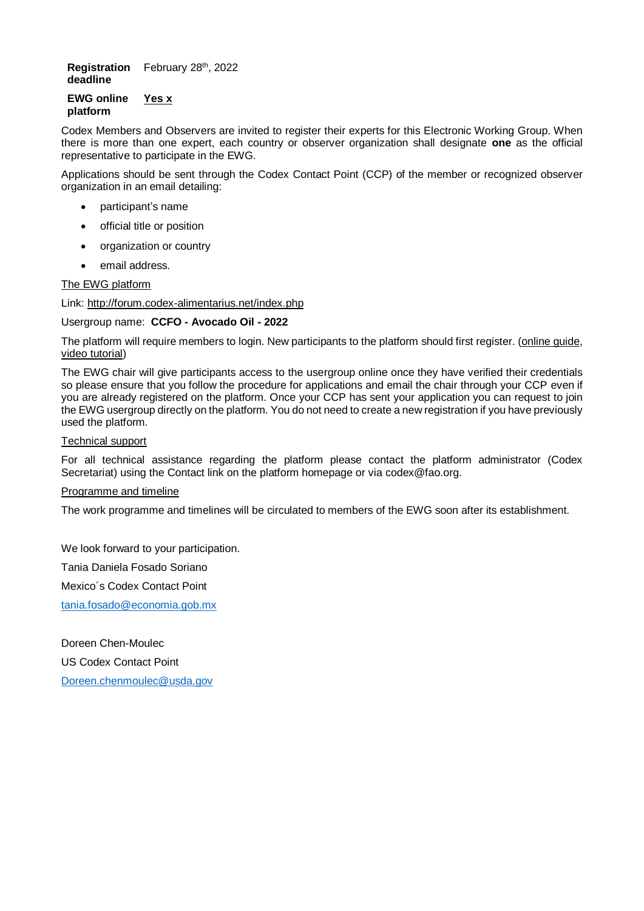| | |
|---|---|
| **Registration deadline** | February 28th, 2022 |
| **EWG online platform** | **Yes x** |

Codex Members and Observers are invited to register their experts for this Electronic Working Group. When there is more than one expert, each country or observer organization shall designate **one** as the official representative to participate in the EWG.

Applications should be sent through the Codex Contact Point (CCP) of the member or recognized observer organization in an email detailing:

- participant's name
- official title or position
- organization or country
- email address.

The EWG platform

Link: http://forum.codex-alimentarius.net/index.php

Usergroup name: **CCFO - Avocado Oil - 2022**

The platform will require members to login. New participants to the platform should first register. (online guide, video tutorial)

The EWG chair will give participants access to the usergroup online once they have verified their credentials so please ensure that you follow the procedure for applications and email the chair through your CCP even if you are already registered on the platform. Once your CCP has sent your application you can request to join the EWG usergroup directly on the platform. You do not need to create a new registration if you have previously used the platform.

Technical support

For all technical assistance regarding the platform please contact the platform administrator (Codex Secretariat) using the Contact link on the platform homepage or via codex@fao.org.

Programme and timeline

The work programme and timelines will be circulated to members of the EWG soon after its establishment.

We look forward to your participation.

Tania Daniela Fosado Soriano

Mexico´s Codex Contact Point

tania.fosado@economia.gob.mx

Doreen Chen-Moulec

US Codex Contact Point

Doreen.chenmoulec@usda.gov